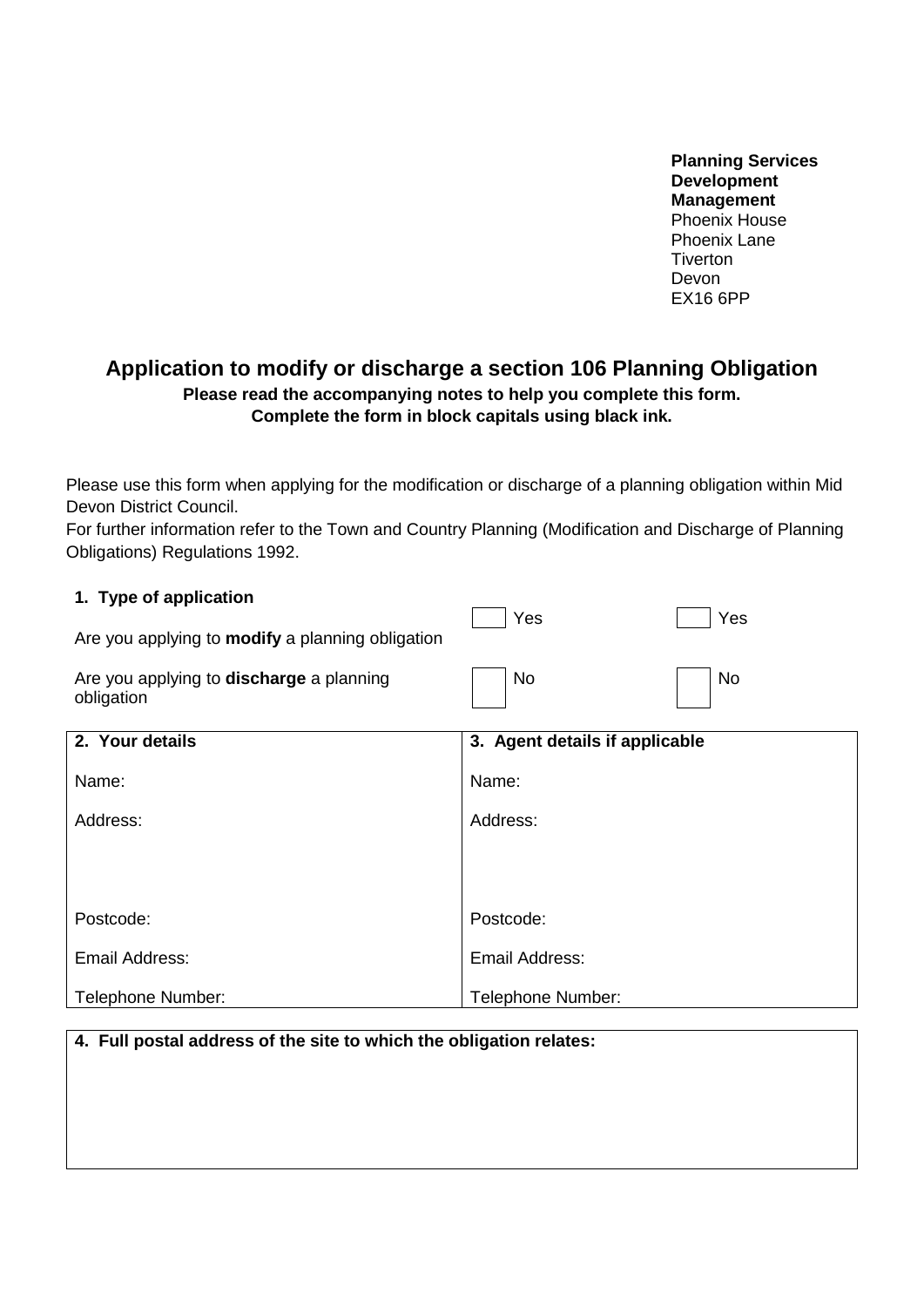**Planning Services**
**Development Management**
Phoenix House
Phoenix Lane
Tiverton
Devon
EX16 6PP

# Application to modify or discharge a section 106 Planning Obligation

**Please read the accompanying notes to help you complete this form.**
**Complete the form in block capitals using black ink.**

Please use this form when applying for the modification or discharge of a planning obligation within Mid Devon District Council.
For further information refer to the Town and Country Planning (Modification and Discharge of Planning Obligations) Regulations 1992.

## 1. Type of application

| | | |
|---|---|---|
| Are you applying to **modify** a planning obligation | ☐ Yes | ☐ Yes |
| Are you applying to **discharge** a planning obligation | ☐ No | ☐ No |

| 2. Your details | 3. Agent details if applicable |
|---|---|
| Name: | Name: |
| Address: | Address: |
| Postcode: | Postcode: |
| Email Address: | Email Address: |
| Telephone Number: | Telephone Number: |

| 4. Full postal address of the site to which the obligation relates: |
|---|
| |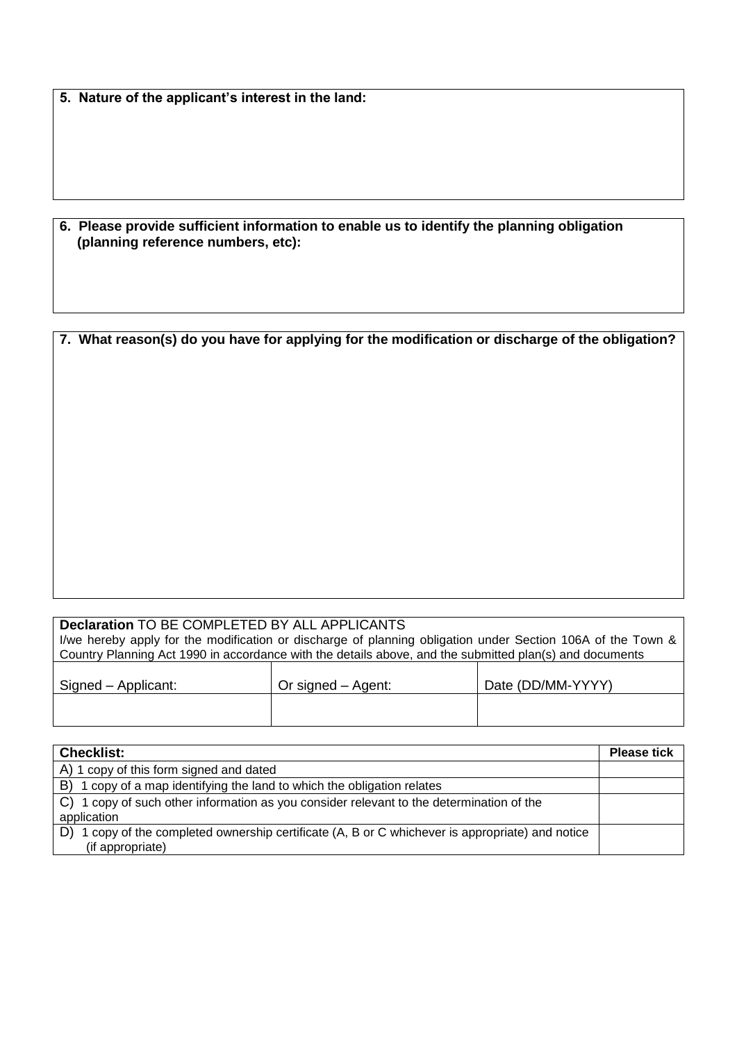**5. Nature of the applicant's interest in the land:**

**6. Please provide sufficient information to enable us to identify the planning obligation (planning reference numbers, etc):**

**7. What reason(s) do you have for applying for the modification or discharge of the obligation?**

**Declaration** TO BE COMPLETED BY ALL APPLICANTS

I/we hereby apply for the modification or discharge of planning obligation under Section 106A of the Town & Country Planning Act 1990 in accordance with the details above, and the submitted plan(s) and documents

| Signed – Applicant: | Or signed – Agent: | Date (DD/MM-YYYY) |
|---|---|---|
| | | |

| **Checklist:** | **Please tick** |
|---|---|
| A) 1 copy of this form signed and dated | |
| B) 1 copy of a map identifying the land to which the obligation relates | |
| C) 1 copy of such other information as you consider relevant to the determination of the application | |
| D) 1 copy of the completed ownership certificate (A, B or C whichever is appropriate) and notice (if appropriate) | |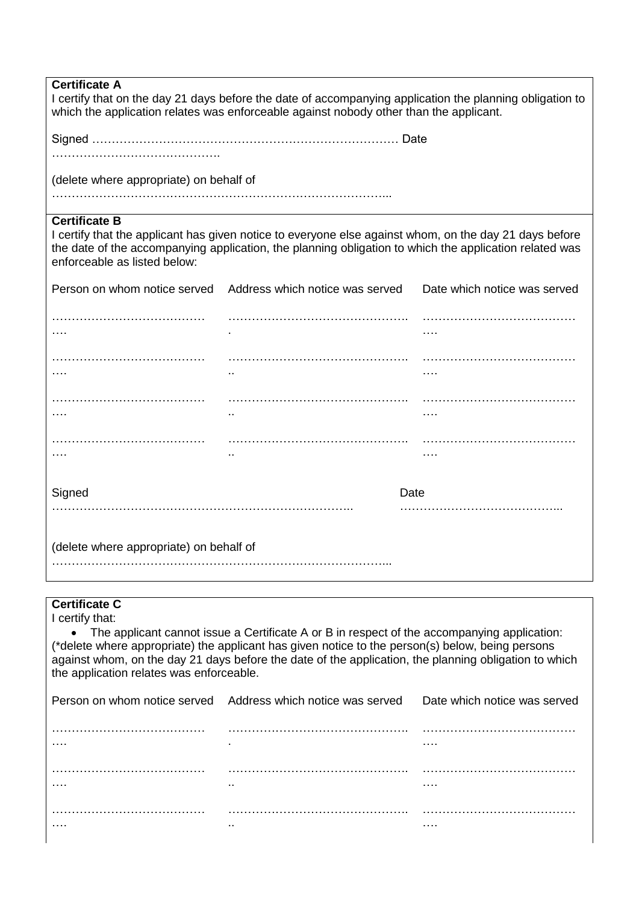**Certificate A**

I certify that on the day 21 days before the date of accompanying application the planning obligation to which the application relates was enforceable against nobody other than the applicant.

Signed …………………………………………………………………… Date …………………………………….

(delete where appropriate) on behalf of ……………………………………………………………………………...

**Certificate B**

I certify that the applicant has given notice to everyone else against whom, on the day 21 days before the date of the accompanying application, the planning obligation to which the application related was enforceable as listed below:

| Person on whom notice served | Address which notice was served | Date which notice was served |
|---|---|---|
| ……………………………………. | ……………………………………….. | ……………………………………. |
| ……………………………………. | ……………………………………….. | ……………………………………. |
| ……………………………………. | ……………………………………….. | ……………………………………. |
| ……………………………………. | ……………………………………….. | ……………………………………. |

Signed ………………………………………………………………….. Date …………………………………...

(delete where appropriate) on behalf of ……………………………………………………………………………...

**Certificate C**

I certify that:

- The applicant cannot issue a Certificate A or B in respect of the accompanying application:

(*delete where appropriate) the applicant has given notice to the person(s) below, being persons against whom, on the day 21 days before the date of the application, the planning obligation to which the application relates was enforceable.

| Person on whom notice served | Address which notice was served | Date which notice was served |
|---|---|---|
| ……………………………………. | ……………………………………….. | ……………………………………. |
| ……………………………………. | ……………………………………….. | ……………………………………. |
| ……………………………………. | ……………………………………….. | ……………………………………. |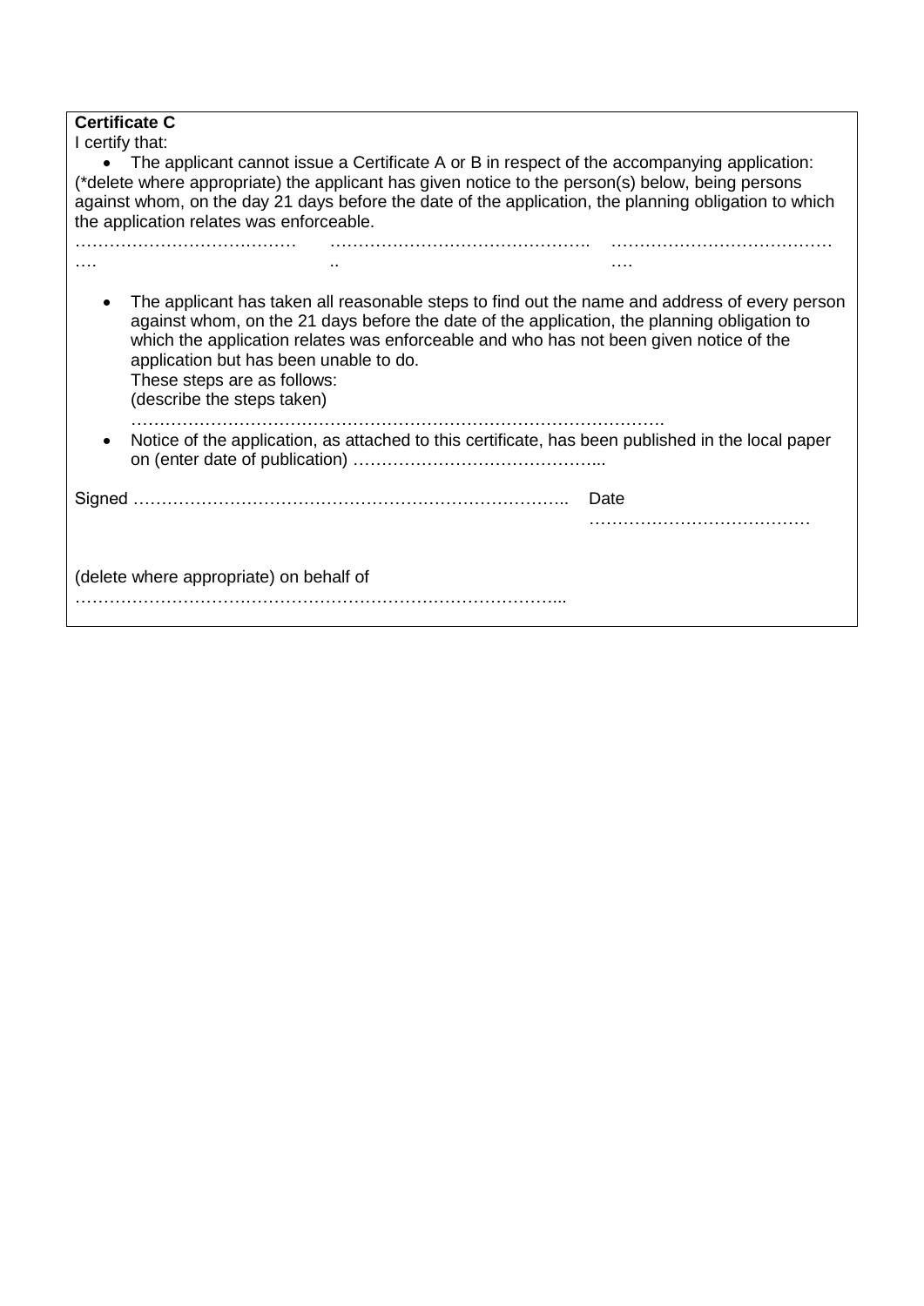**Certificate C**

I certify that:

- The applicant cannot issue a Certificate A or B in respect of the accompanying application:

(*delete where appropriate) the applicant has given notice to the person(s) below, being persons against whom, on the day 21 days before the date of the application, the planning obligation to which the application relates was enforceable.

……………………………….…. ……………………………………….. ……………………………….….

- The applicant has taken all reasonable steps to find out the name and address of every person against whom, on the 21 days before the date of the application, the planning obligation to which the application relates was enforceable and who has not been given notice of the application but has been unable to do.
  These steps are as follows:
  (describe the steps taken)
  …………………………………………………………………………………….
- Notice of the application, as attached to this certificate, has been published in the local paper on (enter date of publication) ……………………………………...

Signed ………………………………………………………………….. Date …………………………………

(delete where appropriate) on behalf of ………………………………………………………………………...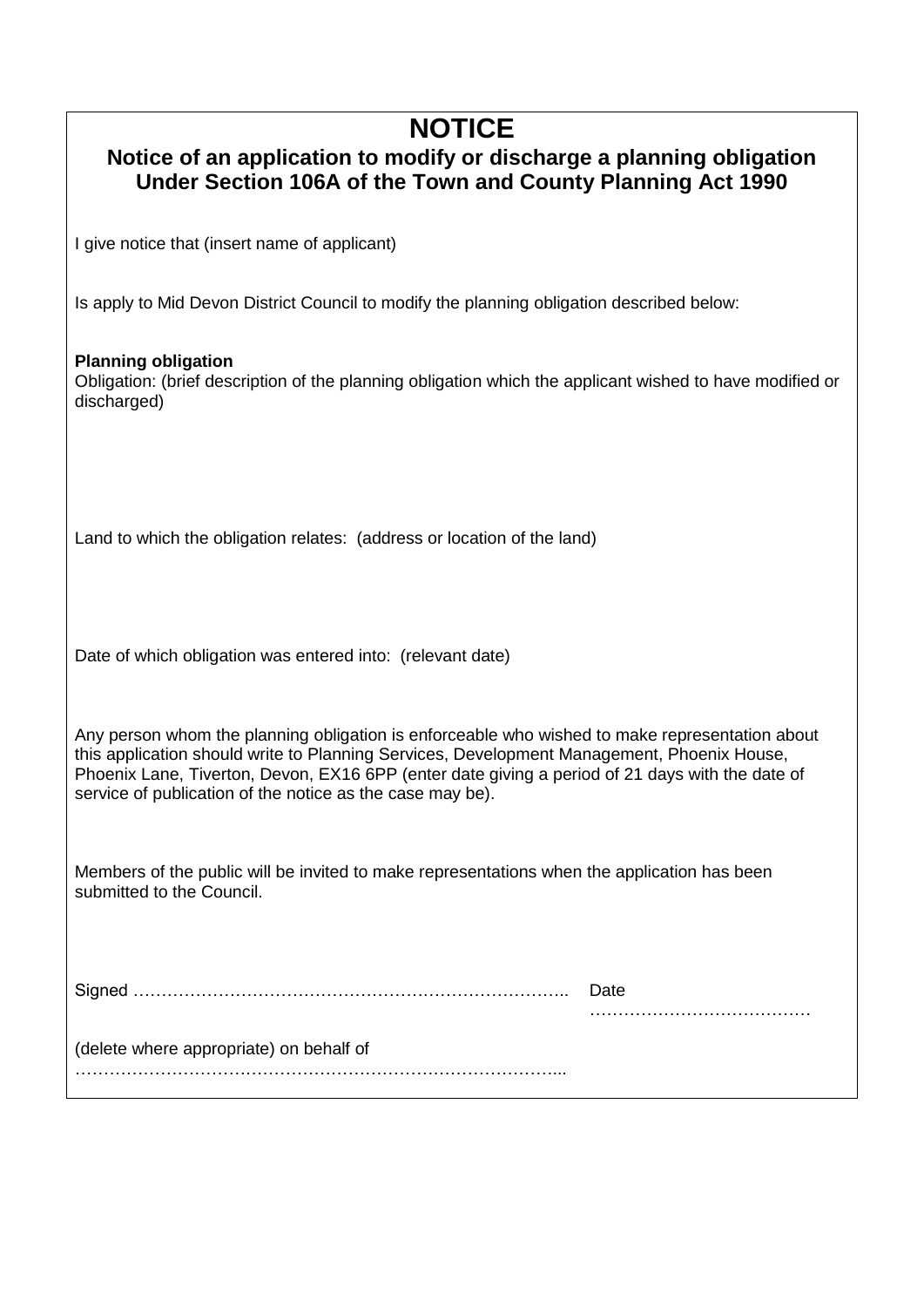# NOTICE

## Notice of an application to modify or discharge a planning obligation Under Section 106A of the Town and County Planning Act 1990

I give notice that (insert name of applicant)

Is apply to Mid Devon District Council to modify the planning obligation described below:

**Planning obligation**

Obligation: (brief description of the planning obligation which the applicant wished to have modified or discharged)

Land to which the obligation relates: (address or location of the land)

Date of which obligation was entered into: (relevant date)

Any person whom the planning obligation is enforceable who wished to make representation about this application should write to Planning Services, Development Management, Phoenix House, Phoenix Lane, Tiverton, Devon, EX16 6PP (enter date giving a period of 21 days with the date of service of publication of the notice as the case may be).

Members of the public will be invited to make representations when the application has been submitted to the Council.

Signed ………………………………………………………………….. Date …………………………………

(delete where appropriate) on behalf of …………………………………………………………………………...